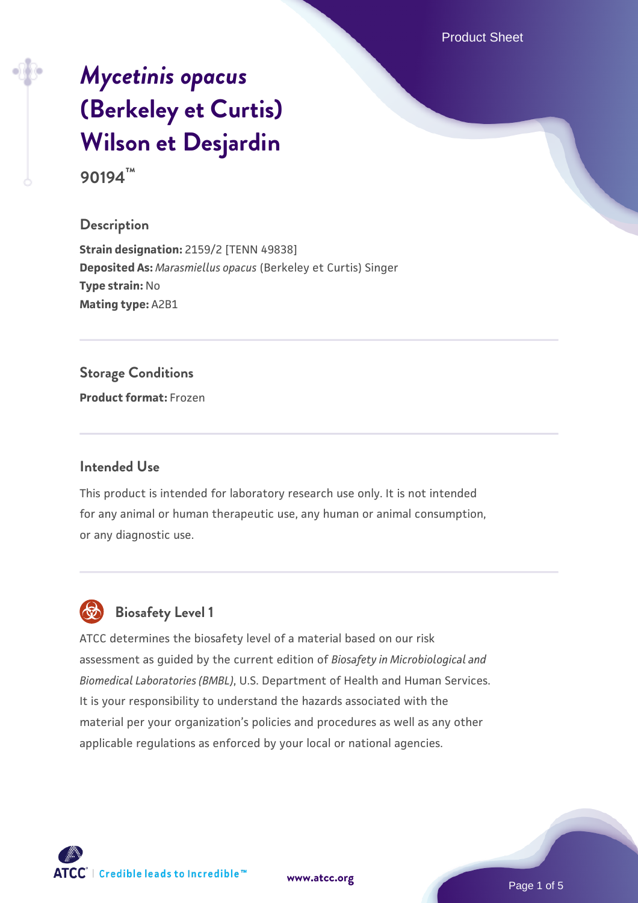# *Mycetinis opacus* (Berkeley et Curtis) Wilson et Desjardin

**90194™**

## Description

**Strain designation:** 2159/2 [TENN 49838]
**Deposited As:** *Marasmiellus opacus* (Berkeley et Curtis) Singer
**Type strain:** No
**Mating type:** A2B1

## Storage Conditions

**Product format:** Frozen

## Intended Use

This product is intended for laboratory research use only. It is not intended for any animal or human therapeutic use, any human or animal consumption, or any diagnostic use.

## Biosafety Level 1

ATCC determines the biosafety level of a material based on our risk assessment as guided by the current edition of *Biosafety in Microbiological and Biomedical Laboratories (BMBL)*, U.S. Department of Health and Human Services. It is your responsibility to understand the hazards associated with the material per your organization's policies and procedures as well as any other applicable regulations as enforced by your local or national agencies.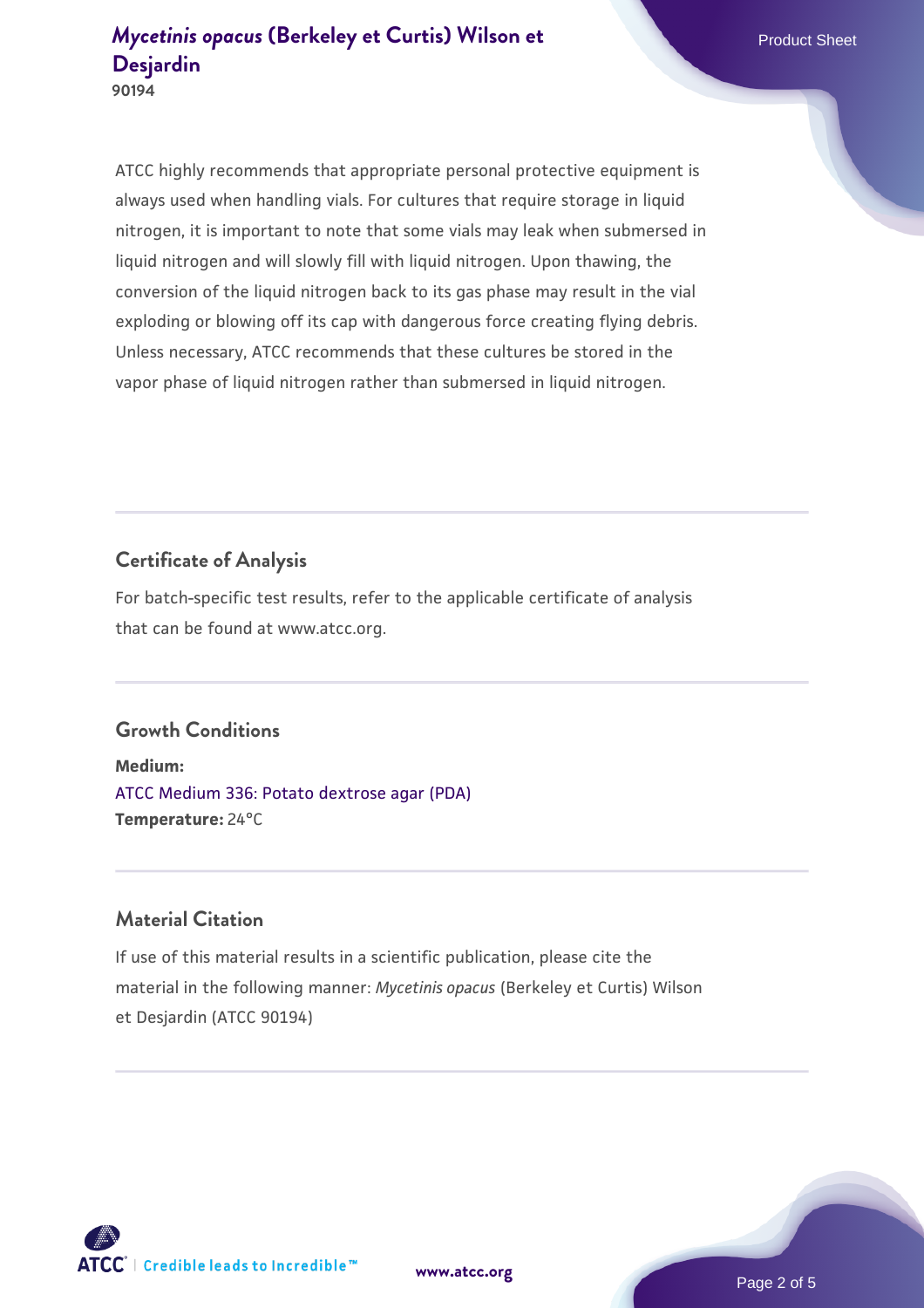ATCC highly recommends that appropriate personal protective equipment is always used when handling vials. For cultures that require storage in liquid nitrogen, it is important to note that some vials may leak when submersed in liquid nitrogen and will slowly fill with liquid nitrogen. Upon thawing, the conversion of the liquid nitrogen back to its gas phase may result in the vial exploding or blowing off its cap with dangerous force creating flying debris. Unless necessary, ATCC recommends that these cultures be stored in the vapor phase of liquid nitrogen rather than submersed in liquid nitrogen.

## Certificate of Analysis

For batch-specific test results, refer to the applicable certificate of analysis that can be found at www.atcc.org.

## Growth Conditions

**Medium:**
ATCC Medium 336: Potato dextrose agar (PDA)
**Temperature:** 24°C

## Material Citation

If use of this material results in a scientific publication, please cite the material in the following manner: *Mycetinis opacus* (Berkeley et Curtis) Wilson et Desjardin (ATCC 90194)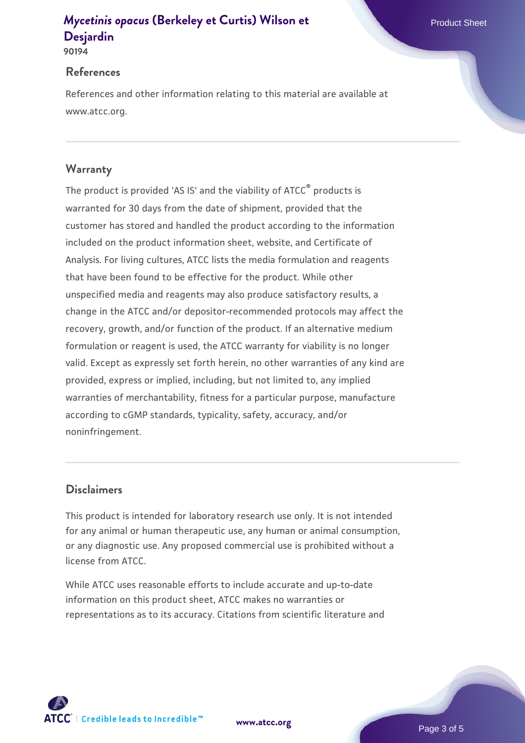## References

References and other information relating to this material are available at www.atcc.org.

## Warranty

The product is provided 'AS IS' and the viability of ATCC® products is warranted for 30 days from the date of shipment, provided that the customer has stored and handled the product according to the information included on the product information sheet, website, and Certificate of Analysis. For living cultures, ATCC lists the media formulation and reagents that have been found to be effective for the product. While other unspecified media and reagents may also produce satisfactory results, a change in the ATCC and/or depositor-recommended protocols may affect the recovery, growth, and/or function of the product. If an alternative medium formulation or reagent is used, the ATCC warranty for viability is no longer valid. Except as expressly set forth herein, no other warranties of any kind are provided, express or implied, including, but not limited to, any implied warranties of merchantability, fitness for a particular purpose, manufacture according to cGMP standards, typicality, safety, accuracy, and/or noninfringement.

## Disclaimers

This product is intended for laboratory research use only. It is not intended for any animal or human therapeutic use, any human or animal consumption, or any diagnostic use. Any proposed commercial use is prohibited without a license from ATCC.

While ATCC uses reasonable efforts to include accurate and up-to-date information on this product sheet, ATCC makes no warranties or representations as to its accuracy. Citations from scientific literature and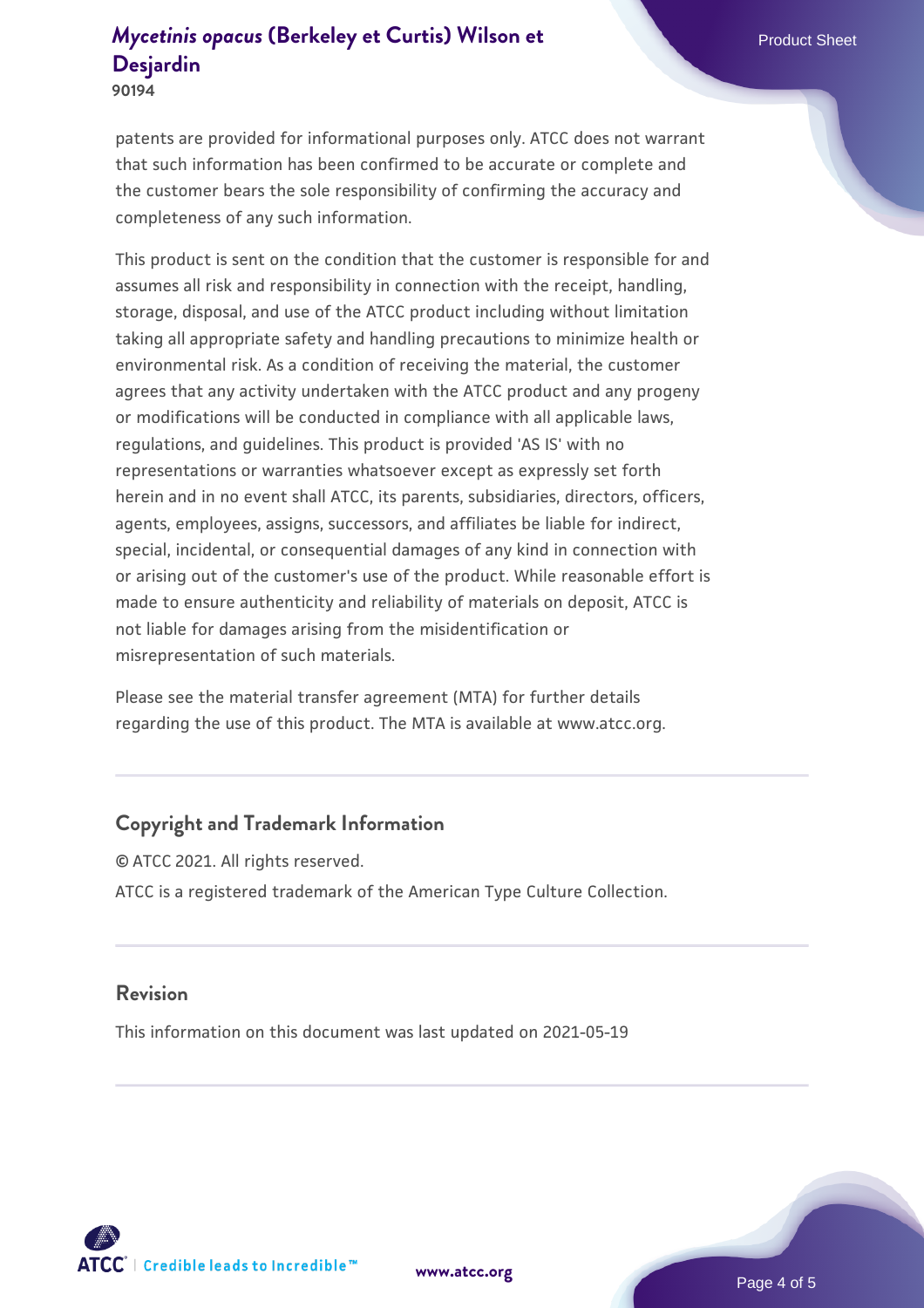patents are provided for informational purposes only. ATCC does not warrant that such information has been confirmed to be accurate or complete and the customer bears the sole responsibility of confirming the accuracy and completeness of any such information.

This product is sent on the condition that the customer is responsible for and assumes all risk and responsibility in connection with the receipt, handling, storage, disposal, and use of the ATCC product including without limitation taking all appropriate safety and handling precautions to minimize health or environmental risk. As a condition of receiving the material, the customer agrees that any activity undertaken with the ATCC product and any progeny or modifications will be conducted in compliance with all applicable laws, regulations, and guidelines. This product is provided 'AS IS' with no representations or warranties whatsoever except as expressly set forth herein and in no event shall ATCC, its parents, subsidiaries, directors, officers, agents, employees, assigns, successors, and affiliates be liable for indirect, special, incidental, or consequential damages of any kind in connection with or arising out of the customer's use of the product. While reasonable effort is made to ensure authenticity and reliability of materials on deposit, ATCC is not liable for damages arising from the misidentification or misrepresentation of such materials.

Please see the material transfer agreement (MTA) for further details regarding the use of this product. The MTA is available at www.atcc.org.

## Copyright and Trademark Information

© ATCC 2021. All rights reserved.

ATCC is a registered trademark of the American Type Culture Collection.

## Revision

This information on this document was last updated on 2021-05-19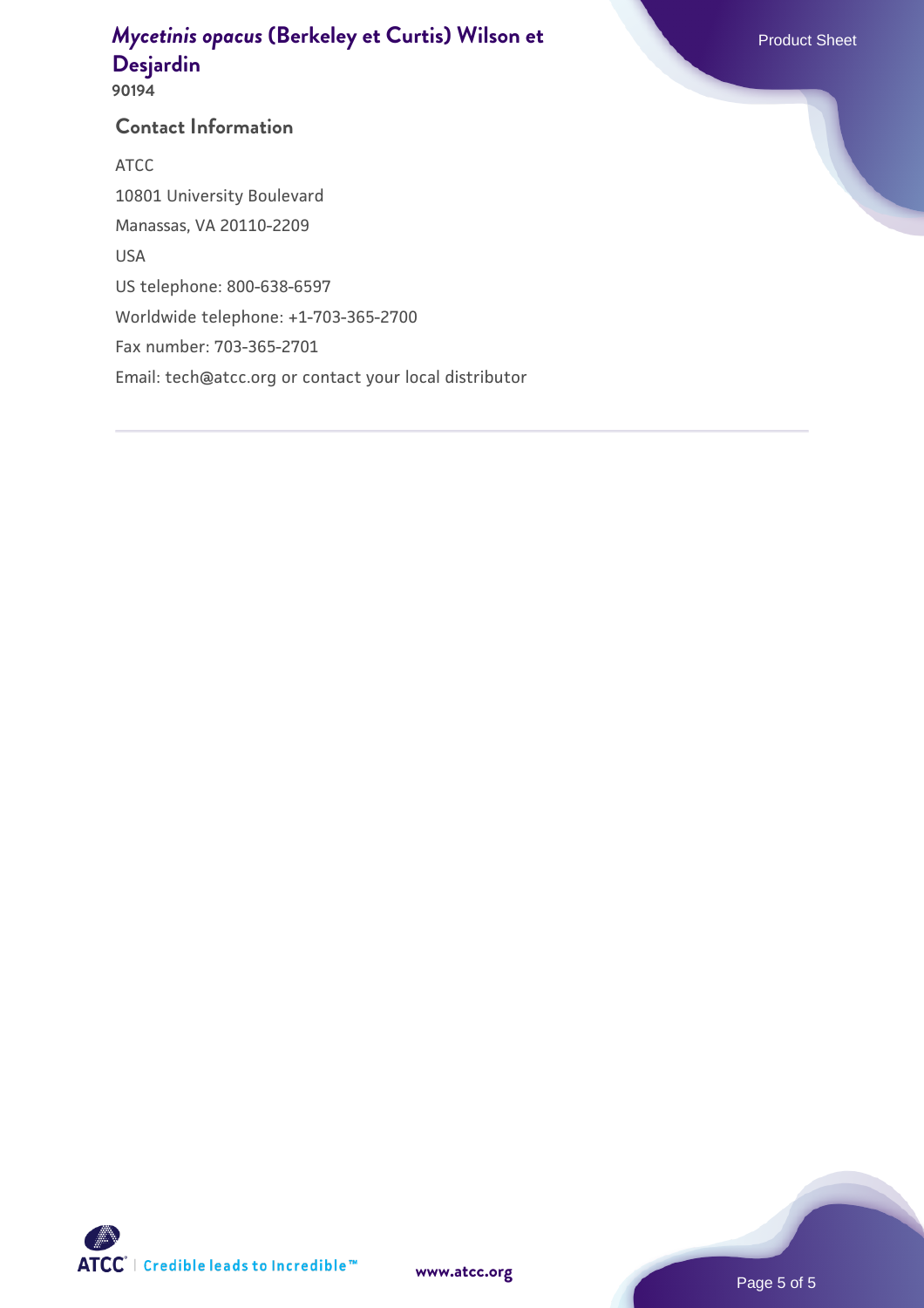## Contact Information

ATCC

10801 University Boulevard

Manassas, VA 20110-2209

USA

US telephone: 800-638-6597

Worldwide telephone: +1-703-365-2700

Fax number: 703-365-2701

Email: tech@atcc.org or contact your local distributor